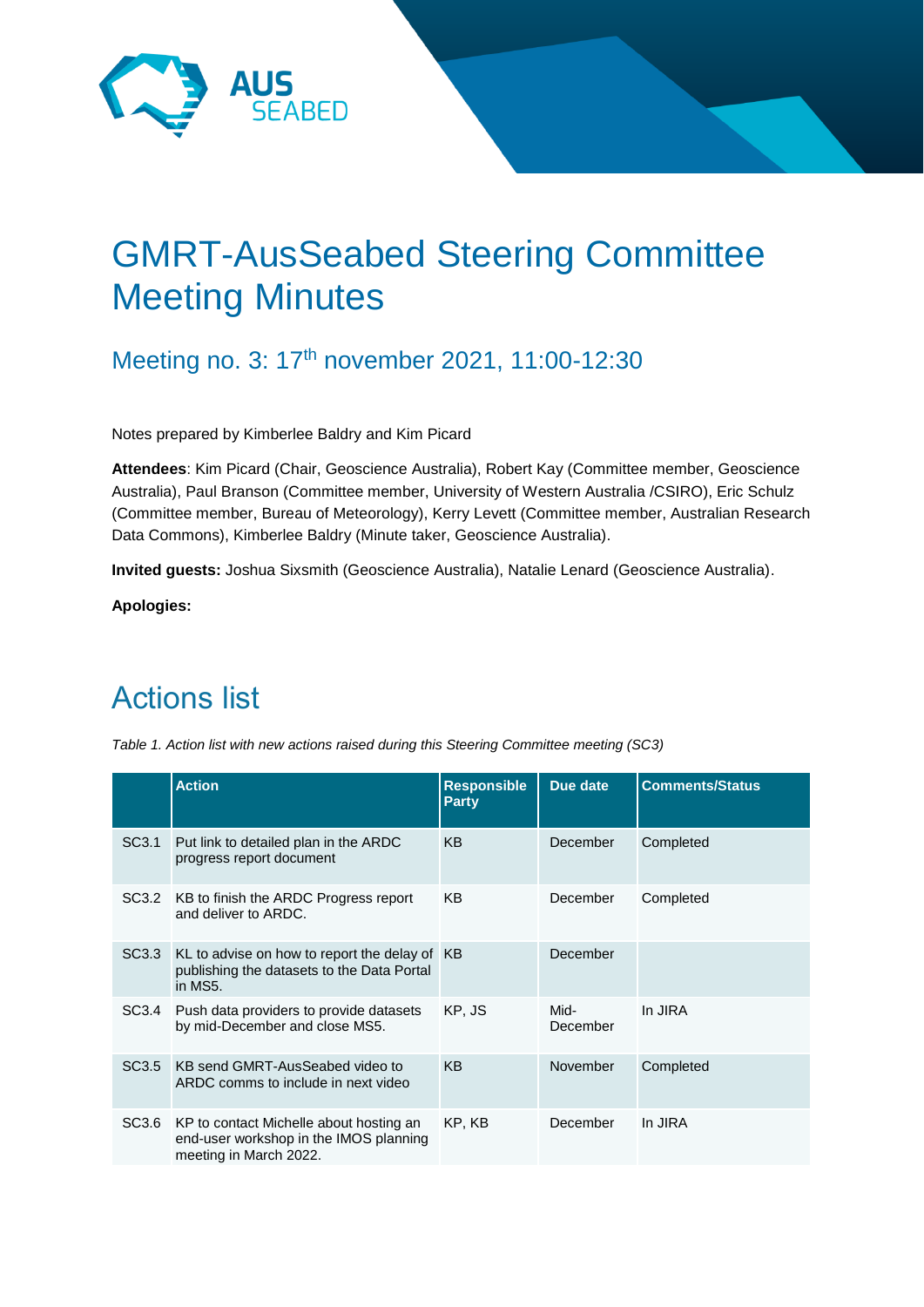# GMRT-AusSeabed Steering Committee Meeting Minutes

## Meeting no. 3: 17th november 2021, 11:00-12:30

Notes prepared by Kimberlee Baldry and Kim Picard

**Attendees**: Kim Picard (Chair, Geoscience Australia), Robert Kay (Committee member, Geoscience Australia), Paul Branson (Committee member, University of Western Australia /CSIRO), Eric Schulz (Committee member, Bureau of Meteorology), Kerry Levett (Committee member, Australian Research Data Commons), Kimberlee Baldry (Minute taker, Geoscience Australia).

**Invited guests:** Joshua Sixsmith (Geoscience Australia), Natalie Lenard (Geoscience Australia).

**Apologies:**

# Actions list

*Table 1. Action list with new actions raised during this Steering Committee meeting (SC3)*

| | Action | Responsible Party | Due date | Comments/Status |
|---|---|---|---|---|
| SC3.1 | Put link to detailed plan in the ARDC progress report document | KB | December | Completed |
| SC3.2 | KB to finish the ARDC Progress report and deliver to ARDC. | KB | December | Completed |
| SC3.3 | KL to advise on how to report the delay of publishing the datasets to the Data Portal in MS5. | KB | December | |
| SC3.4 | Push data providers to provide datasets by mid-December and close MS5. | KP, JS | Mid-December | In JIRA |
| SC3.5 | KB send GMRT-AusSeabed video to ARDC comms to include in next video | KB | November | Completed |
| SC3.6 | KP to contact Michelle about hosting an end-user workshop in the IMOS planning meeting in March 2022. | KP, KB | December | In JIRA |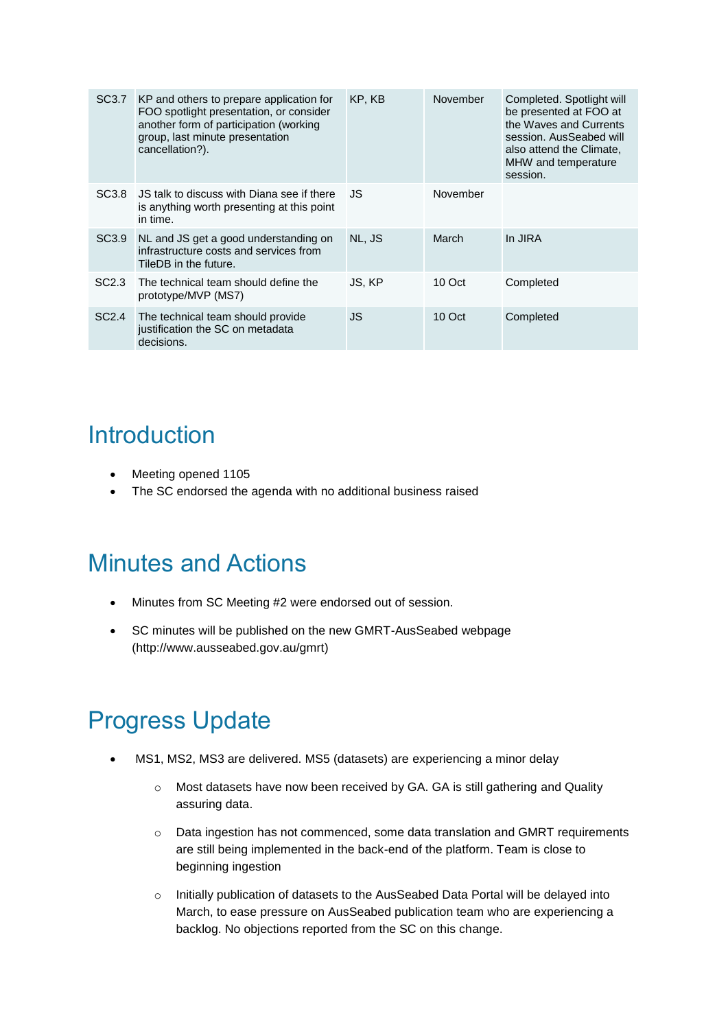| | | | | |
|---|---|---|---|---|
| SC3.7 | KP and others to prepare application for FOO spotlight presentation, or consider another form of participation (working group, last minute presentation cancellation?). | KP, KB | November | Completed. Spotlight will be presented at FOO at the Waves and Currents session. AusSeabed will also attend the Climate, MHW and temperature session. |
| SC3.8 | JS talk to discuss with Diana see if there is anything worth presenting at this point in time. | JS | November | |
| SC3.9 | NL and JS get a good understanding on infrastructure costs and services from TileDB in the future. | NL, JS | March | In JIRA |
| SC2.3 | The technical team should define the prototype/MVP (MS7) | JS, KP | 10 Oct | Completed |
| SC2.4 | The technical team should provide justification the SC on metadata decisions. | JS | 10 Oct | Completed |

# Introduction

- Meeting opened 1105
- The SC endorsed the agenda with no additional business raised

# Minutes and Actions

- Minutes from SC Meeting #2 were endorsed out of session.
- SC minutes will be published on the new GMRT-AusSeabed webpage (http://www.ausseabed.gov.au/gmrt)

# Progress Update

- MS1, MS2, MS3 are delivered. MS5 (datasets) are experiencing a minor delay
  - Most datasets have now been received by GA. GA is still gathering and Quality assuring data.
  - Data ingestion has not commenced, some data translation and GMRT requirements are still being implemented in the back-end of the platform. Team is close to beginning ingestion
  - Initially publication of datasets to the AusSeabed Data Portal will be delayed into March, to ease pressure on AusSeabed publication team who are experiencing a backlog. No objections reported from the SC on this change.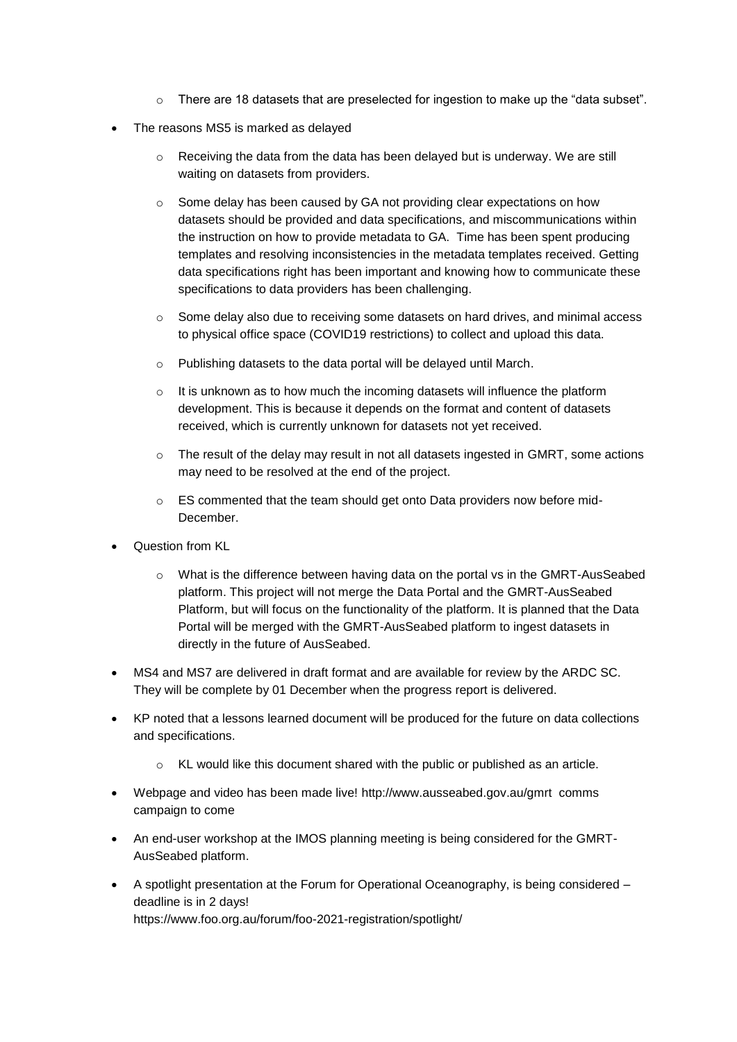- There are 18 datasets that are preselected for ingestion to make up the "data subset".

- The reasons MS5 is marked as delayed
    - Receiving the data from the data has been delayed but is underway. We are still waiting on datasets from providers.
    - Some delay has been caused by GA not providing clear expectations on how datasets should be provided and data specifications, and miscommunications within the instruction on how to provide metadata to GA. Time has been spent producing templates and resolving inconsistencies in the metadata templates received. Getting data specifications right has been important and knowing how to communicate these specifications to data providers has been challenging.
    - Some delay also due to receiving some datasets on hard drives, and minimal access to physical office space (COVID19 restrictions) to collect and upload this data.
    - Publishing datasets to the data portal will be delayed until March.
    - It is unknown as to how much the incoming datasets will influence the platform development. This is because it depends on the format and content of datasets received, which is currently unknown for datasets not yet received.
    - The result of the delay may result in not all datasets ingested in GMRT, some actions may need to be resolved at the end of the project.
    - ES commented that the team should get onto Data providers now before mid-December.

- Question from KL
    - What is the difference between having data on the portal vs in the GMRT-AusSeabed platform. This project will not merge the Data Portal and the GMRT-AusSeabed Platform, but will focus on the functionality of the platform. It is planned that the Data Portal will be merged with the GMRT-AusSeabed platform to ingest datasets in directly in the future of AusSeabed.

- MS4 and MS7 are delivered in draft format and are available for review by the ARDC SC. They will be complete by 01 December when the progress report is delivered.

- KP noted that a lessons learned document will be produced for the future on data collections and specifications.
    - KL would like this document shared with the public or published as an article.

- Webpage and video has been made live! http://www.ausseabed.gov.au/gmrt comms campaign to come

- An end-user workshop at the IMOS planning meeting is being considered for the GMRT-AusSeabed platform.

- A spotlight presentation at the Forum for Operational Oceanography, is being considered – deadline is in 2 days!
  https://www.foo.org.au/forum/foo-2021-registration/spotlight/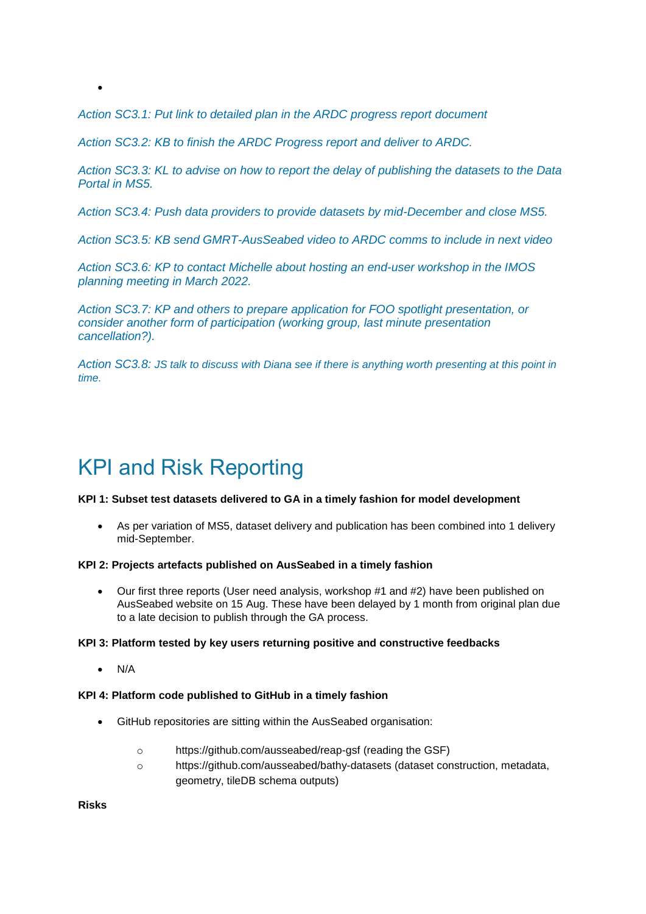- 

*Action SC3.1: Put link to detailed plan in the ARDC progress report document*

*Action SC3.2: KB to finish the ARDC Progress report and deliver to ARDC.*

*Action SC3.3: KL to advise on how to report the delay of publishing the datasets to the Data Portal in MS5.*

*Action SC3.4: Push data providers to provide datasets by mid-December and close MS5.*

*Action SC3.5: KB send GMRT-AusSeabed video to ARDC comms to include in next video*

*Action SC3.6: KP to contact Michelle about hosting an end-user workshop in the IMOS planning meeting in March 2022.*

*Action SC3.7: KP and others to prepare application for FOO spotlight presentation, or consider another form of participation (working group, last minute presentation cancellation?).*

*Action SC3.8: JS talk to discuss with Diana see if there is anything worth presenting at this point in time.*

# KPI and Risk Reporting

**KPI 1: Subset test datasets delivered to GA in a timely fashion for model development**

- As per variation of MS5, dataset delivery and publication has been combined into 1 delivery mid-September.

**KPI 2: Projects artefacts published on AusSeabed in a timely fashion**

- Our first three reports (User need analysis, workshop #1 and #2) have been published on AusSeabed website on 15 Aug. These have been delayed by 1 month from original plan due to a late decision to publish through the GA process.

**KPI 3: Platform tested by key users returning positive and constructive feedbacks**

- N/A

**KPI 4: Platform code published to GitHub in a timely fashion**

- GitHub repositories are sitting within the AusSeabed organisation:
    - https://github.com/ausseabed/reap-gsf (reading the GSF)
    - https://github.com/ausseabed/bathy-datasets (dataset construction, metadata, geometry, tileDB schema outputs)

**Risks**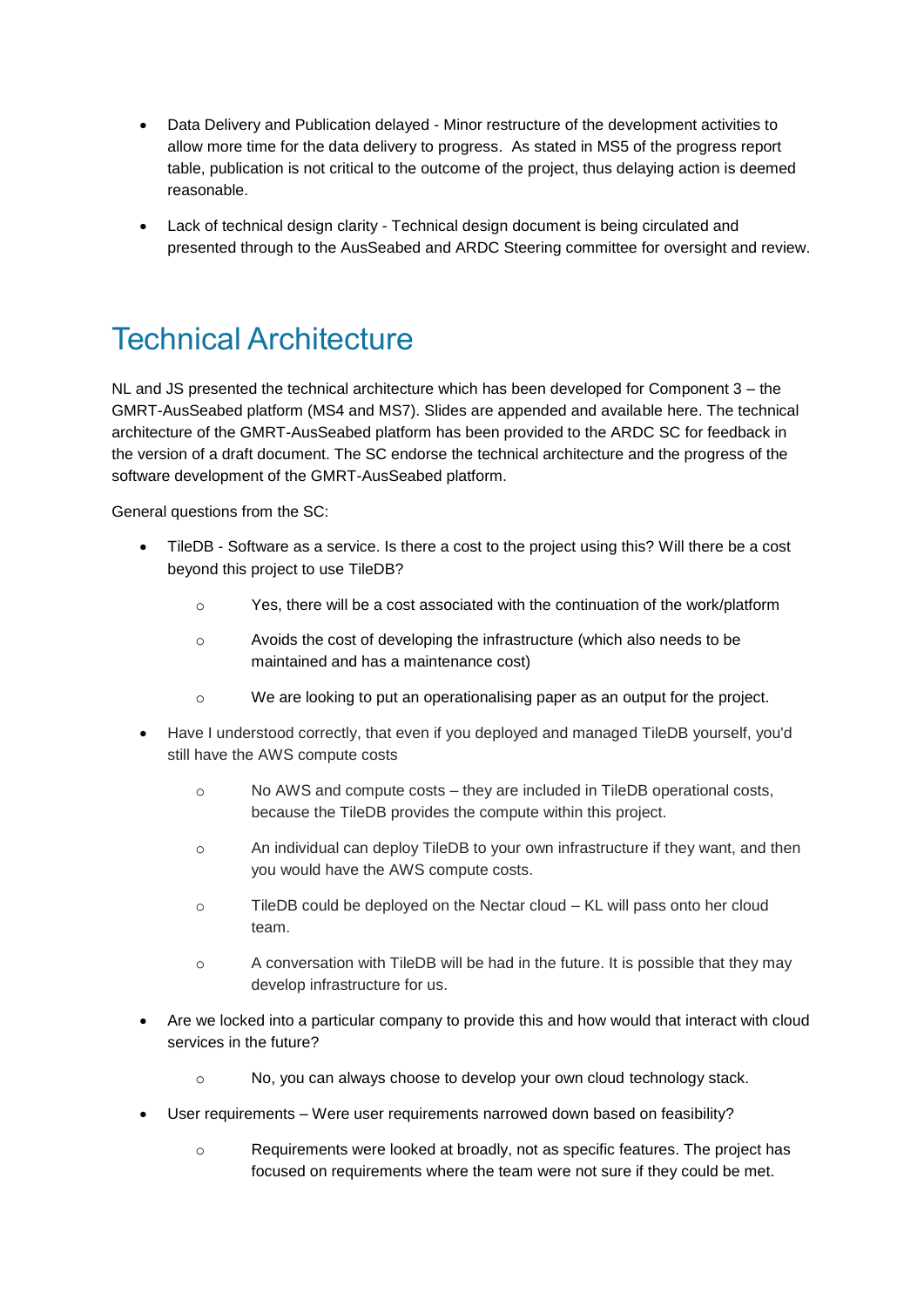- Data Delivery and Publication delayed - Minor restructure of the development activities to allow more time for the data delivery to progress. As stated in MS5 of the progress report table, publication is not critical to the outcome of the project, thus delaying action is deemed reasonable.
- Lack of technical design clarity - Technical design document is being circulated and presented through to the AusSeabed and ARDC Steering committee for oversight and review.

# Technical Architecture

NL and JS presented the technical architecture which has been developed for Component 3 – the GMRT-AusSeabed platform (MS4 and MS7). Slides are appended and available here. The technical architecture of the GMRT-AusSeabed platform has been provided to the ARDC SC for feedback in the version of a draft document. The SC endorse the technical architecture and the progress of the software development of the GMRT-AusSeabed platform.

General questions from the SC:

- TileDB - Software as a service. Is there a cost to the project using this? Will there be a cost beyond this project to use TileDB?
  - Yes, there will be a cost associated with the continuation of the work/platform
  - Avoids the cost of developing the infrastructure (which also needs to be maintained and has a maintenance cost)
  - We are looking to put an operationalising paper as an output for the project.
- Have I understood correctly, that even if you deployed and managed TileDB yourself, you'd still have the AWS compute costs
  - No AWS and compute costs – they are included in TileDB operational costs, because the TileDB provides the compute within this project.
  - An individual can deploy TileDB to your own infrastructure if they want, and then you would have the AWS compute costs.
  - TileDB could be deployed on the Nectar cloud – KL will pass onto her cloud team.
  - A conversation with TileDB will be had in the future. It is possible that they may develop infrastructure for us.
- Are we locked into a particular company to provide this and how would that interact with cloud services in the future?
  - No, you can always choose to develop your own cloud technology stack.
- User requirements – Were user requirements narrowed down based on feasibility?
  - Requirements were looked at broadly, not as specific features. The project has focused on requirements where the team were not sure if they could be met.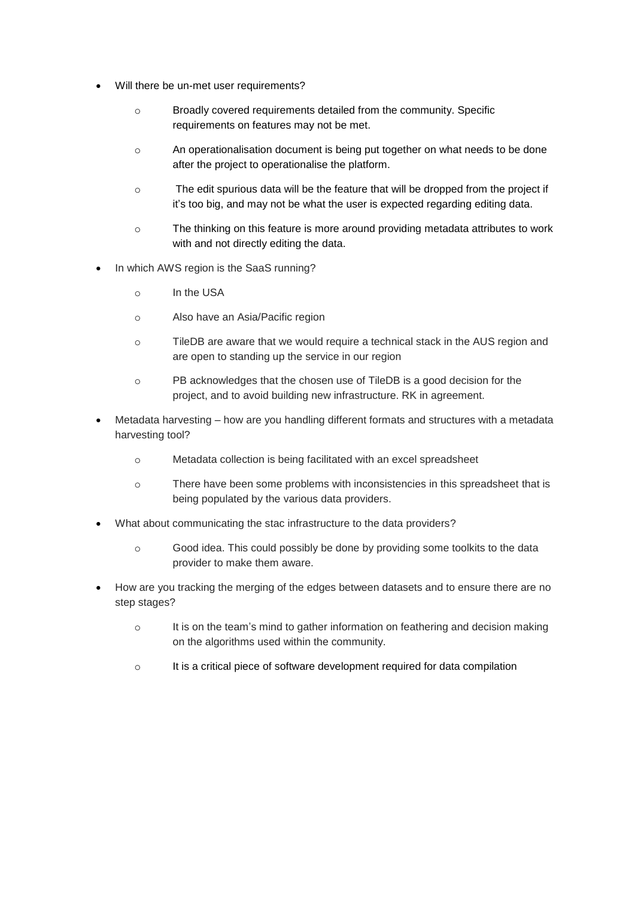- Will there be un-met user requirements?
    - Broadly covered requirements detailed from the community. Specific requirements on features may not be met.
    - An operationalisation document is being put together on what needs to be done after the project to operationalise the platform.
    - The edit spurious data will be the feature that will be dropped from the project if it's too big, and may not be what the user is expected regarding editing data.
    - The thinking on this feature is more around providing metadata attributes to work with and not directly editing the data.
- In which AWS region is the SaaS running?
    - In the USA
    - Also have an Asia/Pacific region
    - TileDB are aware that we would require a technical stack in the AUS region and are open to standing up the service in our region
    - PB acknowledges that the chosen use of TileDB is a good decision for the project, and to avoid building new infrastructure. RK in agreement.
- Metadata harvesting – how are you handling different formats and structures with a metadata harvesting tool?
    - Metadata collection is being facilitated with an excel spreadsheet
    - There have been some problems with inconsistencies in this spreadsheet that is being populated by the various data providers.
- What about communicating the stac infrastructure to the data providers?
    - Good idea. This could possibly be done by providing some toolkits to the data provider to make them aware.
- How are you tracking the merging of the edges between datasets and to ensure there are no step stages?
    - It is on the team's mind to gather information on feathering and decision making on the algorithms used within the community.
    - It is a critical piece of software development required for data compilation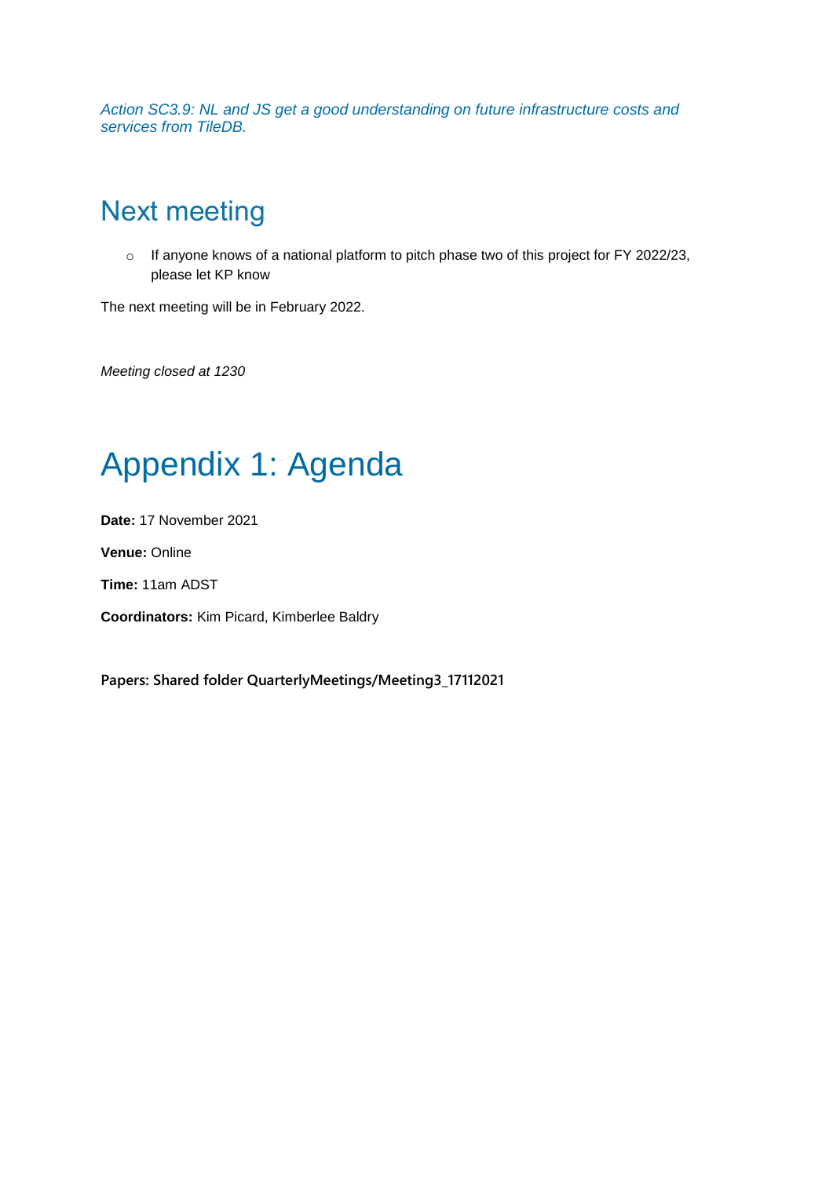*Action SC3.9: NL and JS get a good understanding on future infrastructure costs and services from TileDB.*

## Next meeting

- If anyone knows of a national platform to pitch phase two of this project for FY 2022/23, please let KP know

The next meeting will be in February 2022.

*Meeting closed at 1230*

# Appendix 1: Agenda

**Date:** 17 November 2021

**Venue:** Online

**Time:** 11am ADST

**Coordinators:** Kim Picard, Kimberlee Baldry

**Papers: Shared folder QuarterlyMeetings/Meeting3_17112021**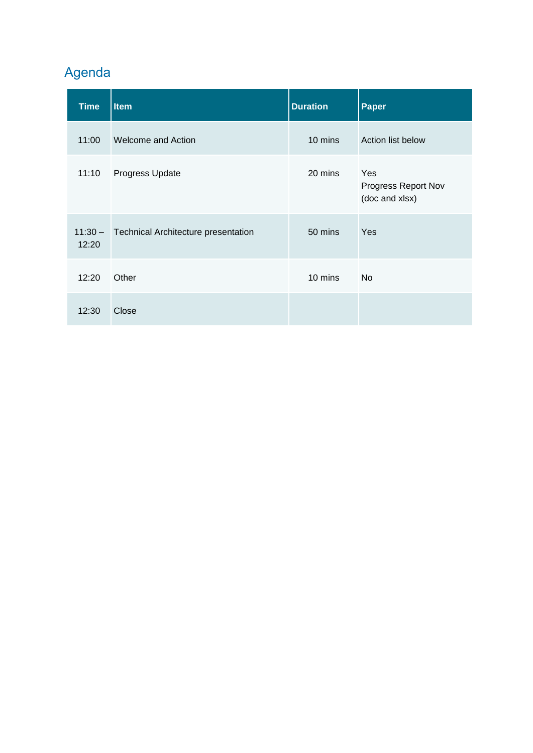## Agenda

| Time | Item | Duration | Paper |
| --- | --- | --- | --- |
| 11:00 | Welcome and Action | 10 mins | Action list below |
| 11:10 | Progress Update | 20 mins | Yes<br>Progress Report Nov (doc and xlsx) |
| 11:30 – 12:20 | Technical Architecture presentation | 50 mins | Yes |
| 12:20 | Other | 10 mins | No |
| 12:30 | Close | | |